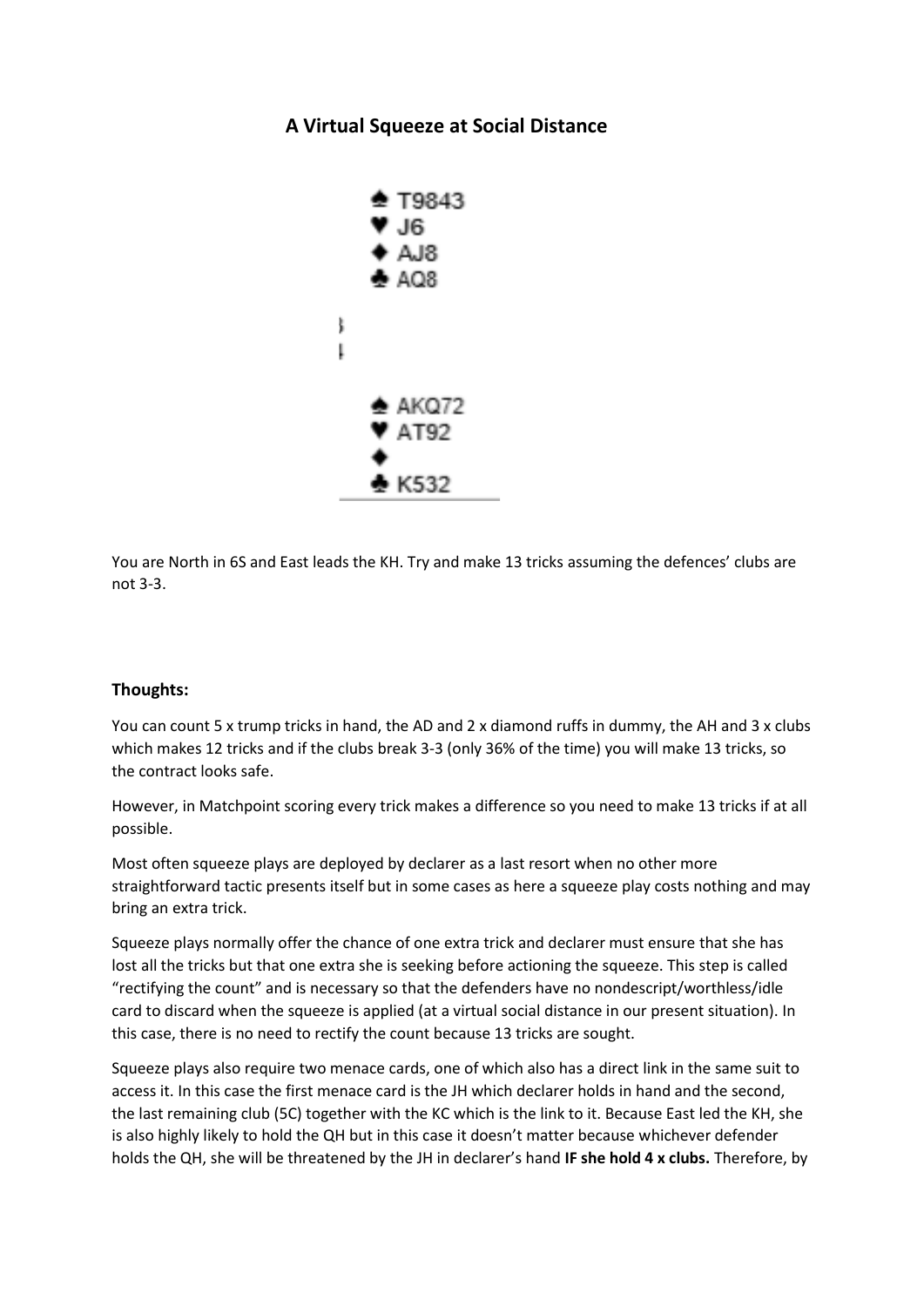# A Virtual Squeeze at Social Distance

♠ T9843
♥ J6
♦ AJ8
♣ AQ8

♠ AKQ72
♥ AT92
♦
♣ K532

You are North in 6S and East leads the KH. Try and make 13 tricks assuming the defences' clubs are not 3-3.

**Thoughts:**

You can count 5 x trump tricks in hand, the AD and 2 x diamond ruffs in dummy, the AH and 3 x clubs which makes 12 tricks and if the clubs break 3-3 (only 36% of the time) you will make 13 tricks, so the contract looks safe.

However, in Matchpoint scoring every trick makes a difference so you need to make 13 tricks if at all possible.

Most often squeeze plays are deployed by declarer as a last resort when no other more straightforward tactic presents itself but in some cases as here a squeeze play costs nothing and may bring an extra trick.

Squeeze plays normally offer the chance of one extra trick and declarer must ensure that she has lost all the tricks but that one extra she is seeking before actioning the squeeze. This step is called "rectifying the count" and is necessary so that the defenders have no nondescript/worthless/idle card to discard when the squeeze is applied (at a virtual social distance in our present situation). In this case, there is no need to rectify the count because 13 tricks are sought.

Squeeze plays also require two menace cards, one of which also has a direct link in the same suit to access it. In this case the first menace card is the JH which declarer holds in hand and the second, the last remaining club (5C) together with the KC which is the link to it. Because East led the KH, she is also highly likely to hold the QH but in this case it doesn't matter because whichever defender holds the QH, she will be threatened by the JH in declarer's hand **IF she hold 4 x clubs.** Therefore, by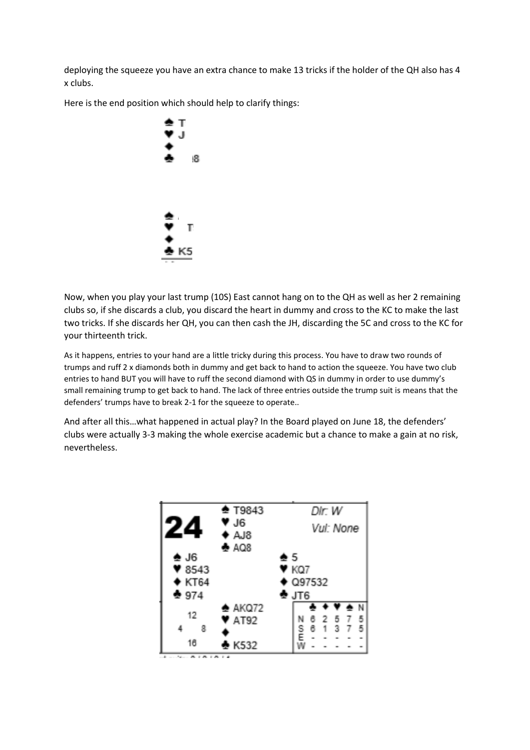deploying the squeeze you have an extra chance to make 13 tricks if the holder of the QH also has 4 x clubs.

Here is the end position which should help to clarify things:

♠ T
♥ J
♦
♣ 8

♠
♥ T
♦
♣ K5

Now, when you play your last trump (10S) East cannot hang on to the QH as well as her 2 remaining clubs so, if she discards a club, you discard the heart in dummy and cross to the KC to make the last two tricks. If she discards her QH, you can then cash the JH, discarding the 5C and cross to the KC for your thirteenth trick.

As it happens, entries to your hand are a little tricky during this process. You have to draw two rounds of trumps and ruff 2 x diamonds both in dummy and get back to hand to action the squeeze. You have two club entries to hand BUT you will have to ruff the second diamond with QS in dummy in order to use dummy's small remaining trump to get back to hand. The lack of three entries outside the trump suit is means that the defenders' trumps have to break 2-1 for the squeeze to operate..

And after all this…what happened in actual play? In the Board played on June 18, the defenders' clubs were actually 3-3 making the whole exercise academic but a chance to make a gain at no risk, nevertheless.

**24**

Dlr: W
Vul: None

North:
♠ T9843
♥ J6
♦ AJ8
♣ AQ8

West:
♠ J6
♥ 8543
♦ KT64
♣ 974

East:
♠ 5
♥ KQ7
♦ Q97532
♣ JT6

South:
♠ AKQ72
♥ AT92
♦
♣ K532

HCP: N 12, W 4, E 8, S 16

| | ♣ | ♦ | ♥ | ♠ | N |
|---|---|---|---|---|---|
| N | 6 | 2 | 5 | 7 | 5 |
| S | 6 | 1 | 3 | 7 | 5 |
| E | - | - | - | - | - |
| W | - | - | - | - | - |